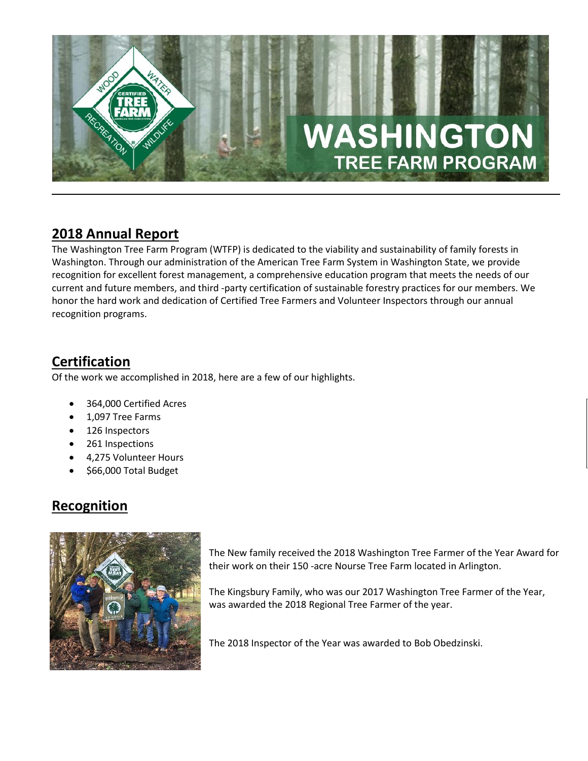# WASHINGTON TREE FARM PROGRAM

## 2018 Annual Report

The Washington Tree Farm Program (WTFP) is dedicated to the viability and sustainability of family forests in Washington. Through our administration of the American Tree Farm System in Washington State, we provide recognition for excellent forest management, a comprehensive education program that meets the needs of our current and future members, and third -party certification of sustainable forestry practices for our members. We honor the hard work and dedication of Certified Tree Farmers and Volunteer Inspectors through our annual recognition programs.

## Certification

Of the work we accomplished in 2018, here are a few of our highlights.

- 364,000 Certified Acres
- 1,097 Tree Farms
- 126 Inspectors
- 261 Inspections
- 4,275 Volunteer Hours
- $66,000 Total Budget

## Recognition

The New family received the 2018 Washington Tree Farmer of the Year Award for their work on their 150 -acre Nourse Tree Farm located in Arlington.

The Kingsbury Family, who was our 2017 Washington Tree Farmer of the Year, was awarded the 2018 Regional Tree Farmer of the year.

The 2018 Inspector of the Year was awarded to Bob Obedzinski.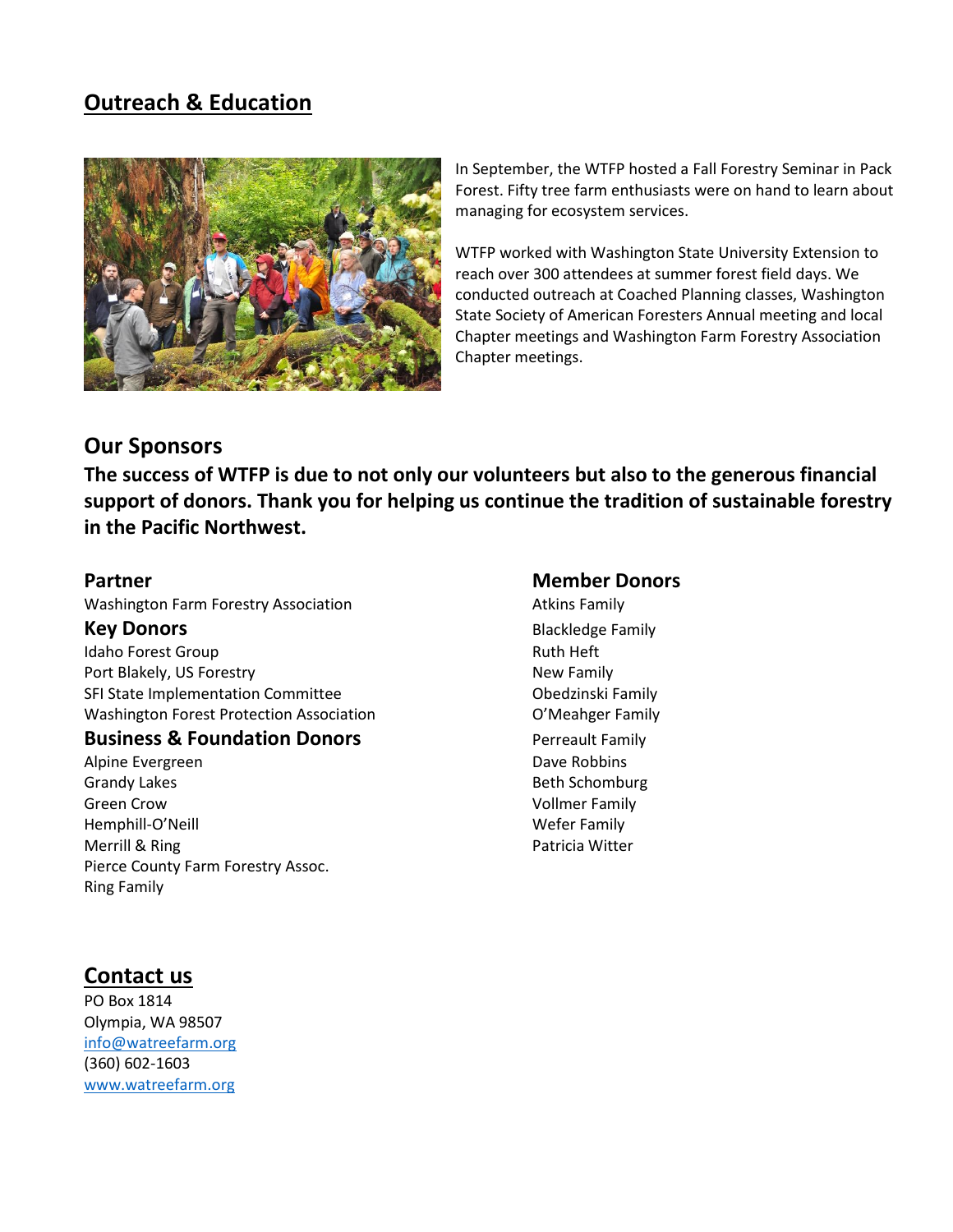## Outreach & Education

In September, the WTFP hosted a Fall Forestry Seminar in Pack Forest. Fifty tree farm enthusiasts were on hand to learn about managing for ecosystem services.

WTFP worked with Washington State University Extension to reach over 300 attendees at summer forest field days. We conducted outreach at Coached Planning classes, Washington State Society of American Foresters Annual meeting and local Chapter meetings and Washington Farm Forestry Association Chapter meetings.

## Our Sponsors

**The success of WTFP is due to not only our volunteers but also to the generous financial support of donors. Thank you for helping us continue the tradition of sustainable forestry in the Pacific Northwest.**

### Partner

Washington Farm Forestry Association

### Key Donors

Idaho Forest Group
Port Blakely, US Forestry
SFI State Implementation Committee
Washington Forest Protection Association

### Business & Foundation Donors

Alpine Evergreen
Grandy Lakes
Green Crow
Hemphill-O'Neill
Merrill & Ring
Pierce County Farm Forestry Assoc.
Ring Family

### Member Donors

Atkins Family
Blackledge Family
Ruth Heft
New Family
Obedzinski Family
O'Meahger Family
Perreault Family
Dave Robbins
Beth Schomburg
Vollmer Family
Wefer Family
Patricia Witter

## Contact us

PO Box 1814
Olympia, WA 98507
info@watreefarm.org
(360) 602-1603
www.watreefarm.org